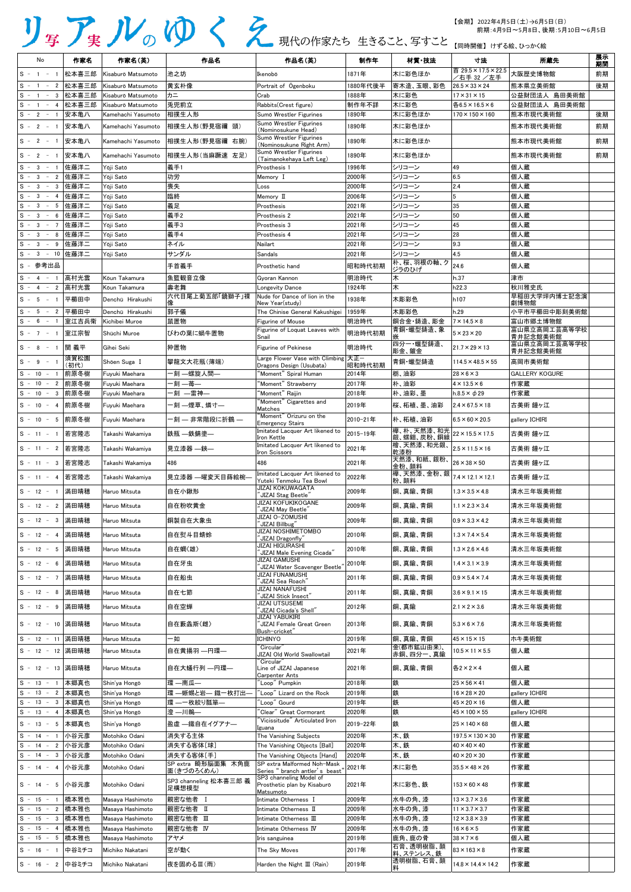# リ写ア実ルのゆくえ 現代の作家たち 生きること、写すこと

【会期】2022年4月5日(土)→6月5日(日)
前期：4月9日〜5月8日、後期：5月10日〜6月5日

【同時開催】けずる絵、ひっかく絵

| No | 作家名 | 作家名(英) | 作品名 | 作品名(英) | 制作年 | 材質・技法 | 寸法 | 所蔵先 | 展示期間 |
|---|---|---|---|---|---|---|---|---|---|
| S - 1 - 1 | 松本喜三郎 | Kisaburō Matsumoto | 池之坊 | Ikenobō | 1871年 | 木に彩色ほか | 首 29.5×17.5×22.5／右手 32 ／左手 | 大阪歴史博物館 | 前期 |
| S - 1 - 2 | 松本喜三郎 | Kisaburō Matsumoto | 黄玄朴像 | Portrait of Ōgenboku | 1880年代後半 | 寄木造、玉眼、彩色 | 26.5×33×24 | 熊本県立美術館 | 後期 |
| S - 1 - 3 | 松本喜三郎 | Kisaburō Matsumoto | カニ | Crab | 1888年 | 木に彩色 | 17×31×15 | 公益財団法人 島田美術館 | |
| S - 1 - 4 | 松本喜三郎 | Kisaburō Matsumoto | 兎児前立 | Rabbits(Crest figure) | 制作年不詳 | 木に彩色 | 各6.5×16.5×6 | 公益財団法人 島田美術館 | |
| S - 2 - 1 | 安本亀八 | Kamehachi Yasumoto | 相撲生人形 | Sumō Wrestler Figurines | 1890年 | 木に彩色ほか | 170×150×160 | 熊本市現代美術館 | 後期 |
| S - 2 - 1 | 安本亀八 | Kamehachi Yasumoto | 相撲生人形(野見宿禰 頭) | Sumō Wrestler Figurines (Nominosukune Head) | 1890年 | 木に彩色ほか | | 熊本市現代美術館 | 前期 |
| S - 2 - 1 | 安本亀八 | Kamehachi Yasumoto | 相撲生人形(野見宿禰 右腕) | Sumō Wrestler Figurines (Nominosukune Right Arm) | 1890年 | 木に彩色ほか | | 熊本市現代美術館 | 前期 |
| S - 2 - 1 | 安本亀八 | Kamehachi Yasumoto | 相撲生人形(当麻蹶速 左足) | Sumō Wrestler Figurines (Taimanokehaya Left Leg) | 1890年 | 木に彩色ほか | | 熊本市現代美術館 | 前期 |
| S - 3 - 1 | 佐藤洋二 | Yōji Satō | 義手1 | Prosthesis 1 | 1996年 | シリコーン | 49 | 個人蔵 | |
| S - 3 - 2 | 佐藤洋二 | Yōji Satō | 功労 | Memory Ⅰ | 2000年 | シリコーン | 6.5 | 個人蔵 | |
| S - 3 - 3 | 佐藤洋二 | Yōji Satō | 喪失 | Loss | 2000年 | シリコーン | 2.4 | 個人蔵 | |
| S - 3 - 4 | 佐藤洋二 | Yōji Satō | 臨終 | Memory Ⅱ | 2006年 | シリコーン | 5 | 個人蔵 | |
| S - 3 - 5 | 佐藤洋二 | Yōji Satō | 義足 | Prosthesis | 2021年 | シリコーン | 35 | 個人蔵 | |
| S - 3 - 6 | 佐藤洋二 | Yōji Satō | 義手2 | Prosthesis 2 | 2021年 | シリコーン | 50 | 個人蔵 | |
| S - 3 - 7 | 佐藤洋二 | Yōji Satō | 義手3 | Prosthesis 3 | 2021年 | シリコーン | 45 | 個人蔵 | |
| S - 3 - 8 | 佐藤洋二 | Yōji Satō | 義手4 | Prosthesis 4 | 2021年 | シリコーン | 28 | 個人蔵 | |
| S - 3 - 9 | 佐藤洋二 | Yōji Satō | ネイル | Nailart | 2021年 | シリコーン | 9.3 | 個人蔵 | |
| S - 3 - 10 | 佐藤洋二 | Yōji Satō | サンダル | Sandals | 2021年 | シリコーン | 4.5 | 個人蔵 | |
| S - 参考出品 | | | 手首義手 | Prosthetic hand | 昭和時代初期 | 朴、桜、羽根の軸、クジラのひげ | 24.6 | 個人蔵 | |
| S - 4 - 1 | 高村光雲 | Kōun Takamura | 魚籃観音立像 | Gyoran Kannon | 明治時代 | 木 | h.37 | 津市 | |
| S - 4 - 2 | 高村光雲 | Kōun Takamura | 壽老舞 | Longevity Dance | 1924年 | 木 | h22.3 | 秋川雅史氏 | |
| S - 5 - 1 | 平櫛田中 | Denchū Hirakushi | 六代目尾上菊五郎「鏡獅子」裸像 | Nude for Dance of lion in the New Year(study) | 1938年 | 木彫彩色 | h107 | 早稲田大学坪内博士記念演劇博物館 | |
| S - 5 - 2 | 平櫛田中 | Denchū Hirakushi | 郭子儀 | The Chinese General Kakushigei | 1959年 | 木彫彩色 | h.29 | 小平市平櫛田中彫刻美術館 | |
| S - 6 - 1 | 室江吉兵衛 | Kichibei Muroe | 鼠置物 | Figurine of Mouse | 明治時代 | 銅合金・鋳造、彫金 | 7×14.5×8 | 富山市郷土博物館 | |
| S - 7 - 1 | 室江宗智 | Shūchi Muroe | びわの葉に蝸牛置物 | Figurine of Loquat Leaves with Snail | 明治時代初期 | 青銅・蠟型鋳造、象嵌 | 5×23×20 | 富山県立高岡工芸高等学校 青井記念館美術館 | |
| S - 8 - 1 | 関 義平 | Gihei Seki | 鉀置物 | Figurine of Pekinese | 明治時代 | 四分一・蠟型鋳造、彫金、鍍金 | 21.7×29×13 | 富山県立高岡工芸高等学校 青井記念館美術館 | |
| S - 9 - 1 | 須賀松園(初代) | Shōen Suga Ⅰ | 攀龍文大花瓶（薄端） | Large Flower Vase with Climbing Dragons Design (Usubata) | 大正〜昭和時代初期 | 青銅・蠟型鋳造 | 114.5×48.5×55 | 高岡市美術館 | |
| S - 10 - 1 | 前原冬樹 | Fuyuki Maehara | 一刻 —螺旋人間— | "Moment" Spiral Human | 2014年 | 栃、油彩 | 28×6×3 | GALLERY KOGURE | |
| S - 10 - 2 | 前原冬樹 | Fuyuki Maehara | 一刻 —苺— | "Moment" Strawberry | 2017年 | 朴、油彩 | 4×13.5×6 | 作家蔵 | |
| S - 10 - 3 | 前原冬樹 | Fuyuki Maehara | 一刻 —雷神— | "Moment" Raijin | 2018年 | 朴、油彩、墨 | h.8.5×φ29 | 作家蔵 | |
| S - 10 - 4 | 前原冬樹 | Fuyuki Maehara | 一刻 —煙草、燐寸— | "Moment" Cigarettes and Matches | 2019年 | 桜、柘植、墨、油彩 | 2.4×67.5×18 | 古美術 鐘ヶ江 | |
| S - 10 - 5 | 前原冬樹 | Fuyuki Maehara | 一刻 — 非常階段に折鶴 — | "Moment" Orizuru on the Emergency Stairs | 2010-21年 | 朴、柘植、油彩 | 6.5×60×20.5 | gallery ICHIRI | |
| S - 11 - 1 | 若宮隆志 | Takashi Wakamiya | 鉄瓶 —鉄鎬塗— | Imitated Lacquer Art likened to Iron Kettle | 2015-19年 | 欅、朴、天然漆、和光銀、蝶螺鈿、炭粉、銅線 | 22×15.5×17.5 | 古美術 鐘ヶ江 | |
| S - 11 - 2 | 若宮隆志 | Takashi Wakamiya | 見立漆器 —鋏— | Imitated Lacquer Art likened to Iron Scissors | 2021年 | 檜、天然漆、和光銀、乾漆粉 | 2.5×11.5×16 | 古美術 鐘ヶ江 | |
| S - 11 - 3 | 若宮隆志 | Takashi Wakamiya | 486 | 486 | 2021年 | 天然漆、和紙、銀粉、金粉、顔料 | 26×38×50 | 古美術 鐘ヶ江 | |
| S - 11 - 4 | 若宮隆志 | Takashi Wakamiya | 見立漆器 —曜変天目蒔絵椀— | Imitated Lacquer Art likened to Yuteki Tenmoku Tea Bowl | 2022年 | 欅、天然漆、金粉、銀粉、顔料 | 7.4×12.1×12.1 | 古美術 鐘ヶ江 | |
| S - 12 - 1 | 満田晴穂 | Haruo Mitsuta | 自在小鍬形 | JIZAI KOKUWAGATA "JIZAI Stag Beetle" | 2009年 | 銅、真鍮、青銅 | 1.3×3.5×4.8 | 清水三年坂美術館 | |
| S - 12 - 2 | 満田晴穂 | Haruo Mitsuta | 自在粉吹黄金 | JIZAI KOFUKIKOGANE "JIZAI May Beetle" | 2009年 | 銅、真鍮、青銅 | 1.1×2.3×3.4 | 清水三年坂美術館 | |
| S - 12 - 3 | 満田晴穂 | Haruo Mitsuta | 銅製自在大象虫 | JIZAI O-ZOMUSHI "JIZAI Billbug" | 2009年 | 銅、真鍮、青銅 | 0.9×3.3×4.2 | 清水三年坂美術館 | |
| S - 12 - 4 | 満田晴穂 | Haruo Mitsuta | 自在熨斗目蜻蛉 | JIZAI NOSHIMETOMBO "JIZAI Dragonfly" | 2010年 | 銅、真鍮、青銅 | 1.3×7.4×5.4 | 清水三年坂美術館 | |
| S - 12 - 5 | 満田晴穂 | Haruo Mitsuta | 自在蜩(雄) | JIZAI HIGURASHI "JIZAI Male Evening Cicada" | 2010年 | 銅、真鍮、青銅 | 1.3×2.6×4.6 | 清水三年坂美術館 | |
| S - 12 - 6 | 満田晴穂 | Haruo Mitsuta | 自在牙虫 | JIZAI GAMUSHI "JIZAI Water Scavenger Beetle" | 2010年 | 銅、真鍮、青銅 | 1.4×3.1×3.9 | 清水三年坂美術館 | |
| S - 12 - 7 | 満田晴穂 | Haruo Mitsuta | 自在船虫 | JIZAI FUNAMUSHI "JIZAI Sea Roach" | 2011年 | 銅、真鍮、青銅 | 0.9×5.4×7.4 | 清水三年坂美術館 | |
| S - 12 - 8 | 満田晴穂 | Haruo Mitsuta | 自在七節 | JIZAI NANAFUSHI "JIZAI Stick Insect" | 2011年 | 銅、真鍮、青銅 | 3.6×9.1×15 | 清水三年坂美術館 | |
| S - 12 - 9 | 満田晴穂 | Haruo Mitsuta | 自在空蝉 | JIZAI UTSUSEMI "JIZAI Cicada's Shell" | 2012年 | 銅、真鍮 | 2.1×2×3.6 | 清水三年坂美術館 | |
| S - 12 - 10 | 満田晴穂 | Haruo Mitsuta | 自在藪蟲斯(雌) | JIZAI YABUKIRI "JIZAI Female Great Green Bush-cricket" | 2013年 | 銅、真鍮、青銅 | 5.3×6×7.6 | 清水三年坂美術館 | |
| S - 12 - 11 | 満田晴穂 | Haruo Mitsuta | 一如 | ICHINYO | 2019年 | 銅、真鍮、青銅 | 45×15×15 | ホキ美術館 | |
| S - 12 - 12 | 満田晴穂 | Haruo Mitsuta | 自在黄揚羽 —円環— | "Circular" JIZAI Old World Swallowtail | 2021年 | 金(都市鉱山由来)、赤銅、四分一、真鍮 | 10.5×11×5.5 | 個人蔵 | |
| S - 12 - 13 | 満田晴穂 | Haruo Mitsuta | 自在大蟻行列 —円環— | "Circular" Line of JIZAI Japanese Carpenter Ants | 2021年 | 銅、真鍮、青銅 | 各2×2×4 | 個人蔵 | |
| S - 13 - 1 | 本郷真也 | Shin'ya Hongō | 環 —南瓜— | "Loop" Pumpkin | 2018年 | 鉄 | 25×56×41 | 個人蔵 | |
| S - 13 - 2 | 本郷真也 | Shin'ya Hongō | 環 —蜥蜴と岩— 鐵一枚打出— | "Loop" Lizard on the Rock | 2019年 | 鉄 | 16×28×20 | gallery ICHIRI | |
| S - 13 - 3 | 本郷真也 | Shin'ya Hongō | 環 —一枚絞り瓢箪— | "Loop" Gourd | 2019年 | 鉄 | 45×20×16 | 個人蔵 | |
| S - 13 - 4 | 本郷真也 | Shin'ya Hongō | 澄 —川鵜— | "Clear" Great Cormorant | 2020年 | 鉄 | 45×100×55 | gallery ICHIRI | |
| S - 13 - 5 | 本郷真也 | Shin'ya Hongō | 盈虚 —鐵自在イグアナ— | "Vicissitude" Articulated Iron Iguana | 2019-22年 | 鉄 | 25×140×68 | 個人蔵 | |
| S - 14 - 1 | 小谷元彦 | Motohiko Odani | 消失する主体 | The Vanishing Subjects | 2020年 | 木、鉄 | 197.5×130×30 | 作家蔵 | |
| S - 14 - 2 | 小谷元彦 | Motohiko Odani | 消失する客体[球] | The Vanishing Objects [Ball] | 2020年 | 木、鉄 | 40×40×40 | 作家蔵 | |
| S - 14 - 3 | 小谷元彦 | Motohiko Odani | 消失する客体[手] | The Vanishing Objects [Hand] | 2020年 | 木、鉄 | 40×20×30 | 作家蔵 | |
| S - 14 - 4 | 小谷元彦 | Motohiko Odani | SP extra 畸形脳面集 木角鹿面(きづのろくめん) | SP extra Malformed Noh-Mask Series "branch antler's beast" | 2021年 | 木に彩色 | 35.5×48×26 | 作家蔵 | |
| S - 14 - 5 | 小谷元彦 | Motohiko Odani | SP3 channeling 松本喜三郎 義足構想模型 | SP3 channeling Model of Prosthetic plan by Kisaburō Matsumoto | 2021年 | 木に彩色、鉄 | 153×60×48 | 作家蔵 | |
| S - 15 - 1 | 橋本雅也 | Masaya Hashimoto | 親密な他者 Ⅰ | Intimate Otherness Ⅰ | 2009年 | 水牛の角、漆 | 13×3.7×3.6 | 作家蔵 | |
| S - 15 - 2 | 橋本雅也 | Masaya Hashimoto | 親密な他者 Ⅱ | Intimate Otherness Ⅱ | 2009年 | 水牛の角、漆 | 11×3.7×3.7 | 作家蔵 | |
| S - 15 - 3 | 橋本雅也 | Masaya Hashimoto | 親密な他者 Ⅲ | Intimate Otherness Ⅲ | 2009年 | 水牛の角、漆 | 12×3.8×3.9 | 作家蔵 | |
| S - 15 - 4 | 橋本雅也 | Masaya Hashimoto | 親密な他者 Ⅳ | Intimate Otherness Ⅳ | 2009年 | 水牛の角、漆 | 16×6×5 | 作家蔵 | |
| S - 15 - 5 | 橋本雅也 | Masaya Hashimoto | アヤメ | Iris sanguinea | 2019年 | 鹿角、鹿の骨 | 38×7×6 | 個人蔵 | |
| S - 16 - 1 | 中谷ミチコ | Michiko Nakatani | 空が動く | The Sky Moves | 2017年 | 石膏、透明樹脂、顔料、ステンレス、鉄 | 83×163×8 | 作家蔵 | |
| S - 16 - 2 | 中谷ミチコ | Michiko Nakatani | 夜を固めるⅢ(雨) | Harden the Night Ⅲ (Rain) | 2019年 | 透明樹脂、石膏、顔料 | 14.8×14.4×14.2 | 作家蔵 | |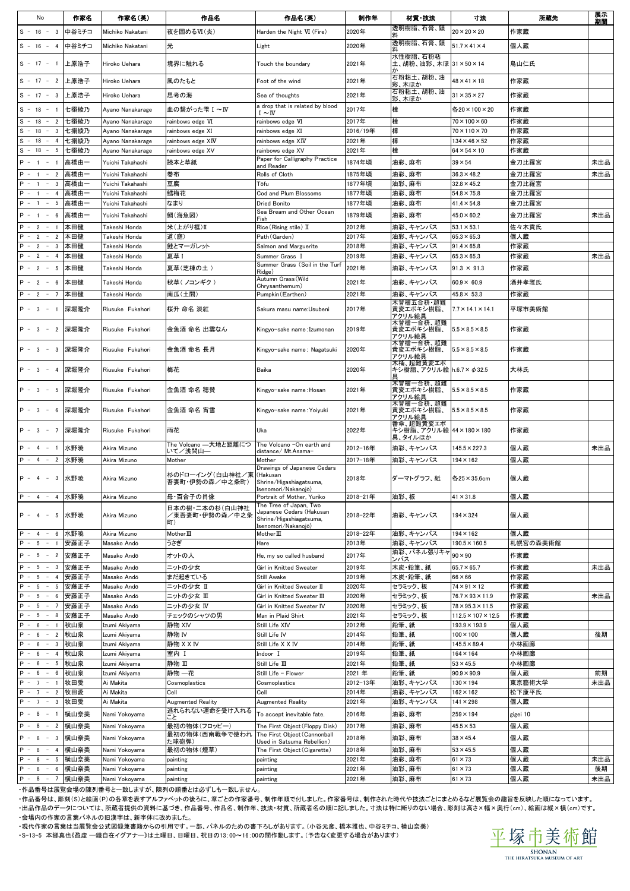| No | 作家名 | 作家名(英) | 作品名 | 作品名(英) | 制作年 | 材質・技法 | 寸法 | 所蔵先 | 展示期間 |
|---|---|---|---|---|---|---|---|---|---|
| S－16－3 | 中谷ミチコ | Michiko Nakatani | 夜を固めるⅥ(炎) | Harden the Night Ⅵ (Fire) | 2020年 | 透明樹脂、石膏、顔料 | 20×20×20 | 作家蔵 | |
| S－16－4 | 中谷ミチコ | Michiko Nakatani | 光 | Light | 2020年 | 透明樹脂、石膏、顔料 | 51.7×41×4 | 個人蔵 | |
| S－17－1 | 上原浩子 | Hiroko Uehara | 境界に触れる | Touch the boundary | 2021年 | 水性樹脂、石粉粘土、胡粉、油彩、木ほか | 31×50×14 | 鳥山仁氏 | |
| S－17－2 | 上原浩子 | Hiroko Uehara | 風のたもと | Foot of the wind | 2021年 | 石粉粘土、胡粉、油彩、木ほか | 48×41×18 | 作家蔵 | |
| S－17－3 | 上原浩子 | Hiroko Uehara | 思考の海 | Sea of thoughts | 2021年 | 石粉粘土、胡粉、油彩、木ほか | 31×35×27 | 作家蔵 | |
| S－18－1 | 七搦綾乃 | Ayano Nanakarage | 血の繋がった雫Ⅰ～Ⅳ | a drop that is related by blood Ⅰ～Ⅳ | 2017年 | 樟 | 各20×100×20 | 作家蔵 | |
| S－18－2 | 七搦綾乃 | Ayano Nanakarage | rainbows edge Ⅵ | rainbows edge Ⅵ | 2017年 | 樟 | 70×100×60 | 作家蔵 | |
| S－18－3 | 七搦綾乃 | Ayano Nanakarage | rainbows edge Ⅺ | rainbows edge Ⅺ | 2016/19年 | 樟 | 70×110×70 | 作家蔵 | |
| S－18－4 | 七搦綾乃 | Ayano Nanakarage | rainbows edge XⅣ | rainbows edge XⅣ | 2021年 | 樟 | 134×46×52 | 作家蔵 | |
| S－18－5 | 七搦綾乃 | Ayano Nanakarage | rainbows edge XⅤ | rainbows edge XⅤ | 2021年 | 樟 | 64×54×10 | 作家蔵 | |
| P－1－1 | 高橋由一 | Yuichi Takahashi | 読本と草紙 | Paper for Calligraphy Practice and Reader | 1874年頃 | 油彩、麻布 | 39×54 | 金刀比羅宮 | 未出品 |
| P－1－2 | 高橋由一 | Yuichi Takahashi | 巻布 | Rolls of Cloth | 1875年頃 | 油彩、麻布 | 36.3×48.2 | 金刀比羅宮 | 未出品 |
| P－1－3 | 高橋由一 | Yuichi Takahashi | 豆腐 | Tōfu | 1877年頃 | 油彩、麻布 | 32.8×45.2 | 金刀比羅宮 | |
| P－1－4 | 高橋由一 | Yuichi Takahashi | 鱈梅花 | Cod and Plum Blossoms | 1877年頃 | 油彩、麻布 | 54.8×75.8 | 金刀比羅宮 | |
| P－1－5 | 高橋由一 | Yuichi Takahashi | なまり | Dried Bonito | 1877年頃 | 油彩、麻布 | 41.4×54.8 | 金刀比羅宮 | |
| P－1－6 | 高橋由一 | Yuichi Takahashi | 鯛(海魚図) | Sea Bream and Other Ocean Fish | 1879年頃 | 油彩、麻布 | 45.0×60.2 | 金刀比羅宮 | 未出品 |
| P－2－1 | 本田健 | Takeshi Honda | 米(上がり框)Ⅱ | Rice (Rising stile) Ⅱ | 2012年 | 油彩、キャンバス | 53.1×53.1 | 佐々木貴氏 | |
| P－2－2 | 本田健 | Takeshi Honda | 道(庭) | Path (Garden) | 2017年 | 油彩、キャンバス | 65.3×65.3 | 個人蔵 | |
| P－2－3 | 本田健 | Takeshi Honda | 鮭とマーガレット | Salmon and Marguerite | 2018年 | 油彩、キャンバス | 91.4×65.8 | 作家蔵 | |
| P－2－4 | 本田健 | Takeshi Honda | 夏草Ⅰ | Summer Grass Ⅰ | 2019年 | 油彩、キャンバス | 65.3×65.3 | 作家蔵 | 未出品 |
| P－2－5 | 本田健 | Takeshi Honda | 夏草(芝棟の土) | Summer Grass (Soil in the Turf Ridge) | 2021年 | 油彩、キャンバス | 91.3 × 91.3 | 作家蔵 | |
| P－2－6 | 本田健 | Takeshi Honda | 秋草(ノコンギク) | Autumn Grass (Wild Chrysanthemum) | 2021年 | 油彩、キャンバス | 60.9× 60.9 | 酒井孝雅氏 | |
| P－2－7 | 本田健 | Takeshi Honda | 南瓜(土間) | Pumpkin (Earthen) | 2021年 | 油彩、キャンバス | 45.8× 53.3 | 作家蔵 | |
| P－3－1 | 深堀隆介 | Riusuke Fukahori | 桜升 命名 淡紅 | Sakura masu name:Usubeni | 2017年 | 木曽檜五合枡・超難黄変エポキシ樹脂、アクリル絵具 | 7.7×14.1×14.1 | 平塚市美術館 | |
| P－3－2 | 深堀隆介 | Riusuke Fukahori | 金魚酒 命名 出雲なん | Kingyo-sake name：Izumonan | 2019年 | 木曽檜一合枡、超難黄変エポキシ樹脂、アクリル絵具 | 5.5×8.5×8.5 | 作家蔵 | |
| P－3－3 | 深堀隆介 | Riusuke Fukahori | 金魚酒 命名 長月 | Kingyo-sake name： Nagatsuki | 2020年 | 木曽檜一合枡、超難黄変エポキシ樹脂、アクリル絵具 | 5.5×8.5×8.5 | 作家蔵 | |
| P－3－4 | 深堀隆介 | Riusuke Fukahori | 梅花 | Baika | 2020年 | 木桶、超難黄変エポキシ樹脂、アクリル絵具 | h.6.7×φ32.5 | 大林氏 | |
| P－3－5 | 深堀隆介 | Riusuke Fukahori | 金魚酒 命名 穂賛 | Kingyo-sake name：Hosan | 2021年 | 木曽檜一合枡、超難黄変エポキシ樹脂、アクリル絵具 | 5.5×8.5×8.5 | 作家蔵 | |
| P－3－6 | 深堀隆介 | Riusuke Fukahori | 金魚酒 命名 宵雪 | Kingyo-sake name：Yoiyuki | 2021年 | 木曽檜一合枡、超難黄変エポキシ樹脂、アクリル絵具 | 5.5×8.5×8.5 | 作家蔵 | |
| P－3－7 | 深堀隆介 | Riusuke Fukahori | 雨花 | Uka | 2022年 | 番傘、超難黄変エポキシ樹脂、アクリル絵具、タイル ほか | 44×180×180 | 作家蔵 | |
| P－4－1 | 水野暁 | Akira Mizuno | The Volcano ―大地と距離について／浅間山― | The Volcano -On earth and distance/ Mt.Asama- | 2012-16年 | 油彩、キャンバス | 145.5×227.3 | 個人蔵 | 未出品 |
| P－4－2 | 水野暁 | Akira Mizuno | Mother | Mother | 2017-18年 | 油彩、キャンバス | 194×162 | 個人蔵 | |
| P－4－3 | 水野暁 | Akira Mizuno | 杉のドローイング(白山神社／東吾妻町・伊勢の森／中之条町) | Drawings of Japanese Cedars (Hakusan Shrine/Higashiagatsuma, Isenomori/Nakanojō) | 2018年 | ダーマトグラフ、紙 | 各25×35.6cm | 個人蔵 | |
| P－4－4 | 水野暁 | Akira Mizuno | 母・百合子の肖像 | Portrait of Mother, Yuriko | 2018-21年 | 油彩、板 | 41×31.8 | 個人蔵 | |
| P－4－5 | 水野暁 | Akira Mizuno | 日本の樹・二本の杉(白山神社／東吾妻町・伊勢の森／中之条町) | The Tree of Japan, Two Japanese Cedars (Hakusan Shrine/Higashiagatsuma, Isenomori/Nakanojō) | 2018-22年 | 油彩、キャンバス | 194×324 | 個人蔵 | |
| P－4－6 | 水野暁 | Akira Mizuno | MotherⅢ | MotherⅢ | 2018-22年 | 油彩、キャンバス | 194×162 | 個人蔵 | |
| P－5－1 | 安藤正子 | Masako Andō | うさぎ | Hare | 2013年 | 油彩、キャンバス | 190.5×160.5 | 札幌宮の森美術館 | |
| P－5－2 | 安藤正子 | Masako Andō | オットの人 | He, my so called husband | 2017年 | 油彩、パネル張りキャンバス | 90×90 | 作家蔵 | |
| P－5－3 | 安藤正子 | Masako Andō | ニットの少女 | Girl in Knitted Sweater | 2019年 | 木炭・鉛筆、紙 | 65.7×65.7 | 作家蔵 | 未出品 |
| P－5－4 | 安藤正子 | Masako Andō | まだ起きている | Still Awake | 2019年 | 木炭・鉛筆、紙 | 66×66 | 作家蔵 | |
| P－5－5 | 安藤正子 | Masako Andō | ニットの少女 Ⅱ | Girl in Knitted Sweater Ⅱ | 2020年 | セラミック、板 | 74×91×12 | 作家蔵 | |
| P－5－6 | 安藤正子 | Masako Andō | ニットの少女 Ⅲ | Girl in Knitted Sweater Ⅲ | 2020年 | セラミック、板 | 76.7×93×11.9 | 作家蔵 | 未出品 |
| P－5－7 | 安藤正子 | Masako Andō | ニットの少女 Ⅳ | Girl in Knitted Sweater Ⅳ | 2020年 | セラミック、板 | 78×95.3×11.5 | 作家蔵 | |
| P－5－8 | 安藤正子 | Masako Andō | チェックのシャツの男 | Man in Plaid Shirt | 2021年 | セラミック、板 | 112.5×107×12.5 | 作家蔵 | |
| P－6－1 | 秋山泉 | Izumi Akiyama | 静物 XⅣ | Still Life XⅣ | 2012年 | 鉛筆、紙 | 193.9×193.9 | 個人蔵 | |
| P－6－2 | 秋山泉 | Izumi Akiyama | 静物 Ⅳ | Still Life Ⅳ | 2014年 | 鉛筆、紙 | 100×100 | 個人蔵 | 後期 |
| P－6－3 | 秋山泉 | Izumi Akiyama | 静物 X X Ⅳ | Still Life X X Ⅳ | 2014年 | 鉛筆、紙 | 145.5×89.4 | 小林画廊 | |
| P－6－4 | 秋山泉 | Izumi Akiyama | 室内 Ⅰ | Indoor Ⅰ | 2019年 | 鉛筆、紙 | 164×164 | 小林画廊 | |
| P－6－5 | 秋山泉 | Izumi Akiyama | 静物 Ⅲ | Still Life Ⅲ | 2021年 | 鉛筆、紙 | 53×45.5 | 小林画廊 | |
| P－6－6 | 秋山泉 | Izumi Akiyama | 静物 ―花 | Still Life - Flower | 2021 年 | 鉛筆、紙 | 90.9×90.9 | 個人蔵 | 前期 |
| P－7－1 | 牧田愛 | Ai Makita | Cosmoplastics | Cosmoplastics | 2012-13年 | 油彩、キャンバス | 130×194 | 東京藝術大学 | 未出品 |
| P－7－2 | 牧田愛 | Ai Makita | Cell | Cell | 2014年 | 油彩、キャンバス | 162×162 | 松下康平氏 | |
| P－7－3 | 牧田愛 | Ai Makita | Augmented Reality | Augmented Reality | 2021年 | 油彩、キャンバス | 141×298 | 個人蔵 | |
| P－8－1 | 横山奈美 | Nami Yokoyama | 逃れられない運命を受け入れること | To accept inevitable fate. | 2016年 | 油彩、麻布 | 259×194 | gigei 10 | |
| P－8－2 | 横山奈美 | Nami Yokoyama | 最初の物体(フロッピー) | The First Object (Floppy Disk) | 2017年 | 油彩、麻布 | 45.5×53 | 個人蔵 | |
| P－8－3 | 横山奈美 | Nami Yokoyama | 最初の物体(西南戦争で使われた球砲弾) | The First Object (Cannonball Used in Satsuma Rebellion) | 2018年 | 油彩、麻布 | 38×45.4 | 個人蔵 | |
| P－8－4 | 横山奈美 | Nami Yokoyama | 最初の物体(煙草) | The First Object (Cigarette) | 2018年 | 油彩、麻布 | 53×45.5 | 個人蔵 | |
| P－8－5 | 横山奈美 | Nami Yokoyama | painting | painting | 2021年 | 油彩、麻布 | 61×73 | 個人蔵 | 未出品 |
| P－8－6 | 横山奈美 | Nami Yokoyama | painting | painting | 2021年 | 油彩、麻布 | 61×73 | 個人蔵 | 後期 |
| P－8－7 | 横山奈美 | Nami Yokoyama | painting | painting | 2021年 | 油彩、麻布 | 61×73 | 個人蔵 | 未出品 |

・作品番号は展覧会場の陳列番号と一致しますが、陳列の順番とは必ずしも一致しません。
・作品番号は、彫刻(S)と絵画(P)の各章を表すアルファベットの後らに、章ごとの作家番号、制作年順で付しました。作家番号は、制作された時代や技法ごとにまとめるなど展覧会の趣旨を反映した順になっています。
・出品作品のデータについては、所蔵者提供の資料に基づき、作品番号、作品名、制作年、技法・材質、所蔵者名の順に記しました。寸法は特に断りのない場合、彫刻は高さ×幅×奥行(cm)、絵画は縦×横(cm)です。
・会場内の作家の言葉パネルの旧漢字は、新字体に改めました。
・現代作家の言葉は当展覧会公式図録兼書籍からの引用です。一部、パネルのための書下ろしがあります。(小谷元彦、橋本雅也、中谷ミチコ、横山奈美)
・S-13-5 本郷真也《盈虚 ―鐵自在イグアナ―》は土日、日曜日、祝日の13:00～16:00の間作動します。(予告なく変更する場合があります)

平塚市美術館
SHONAN
THE HIRATSUKA MUSEUM OF ART